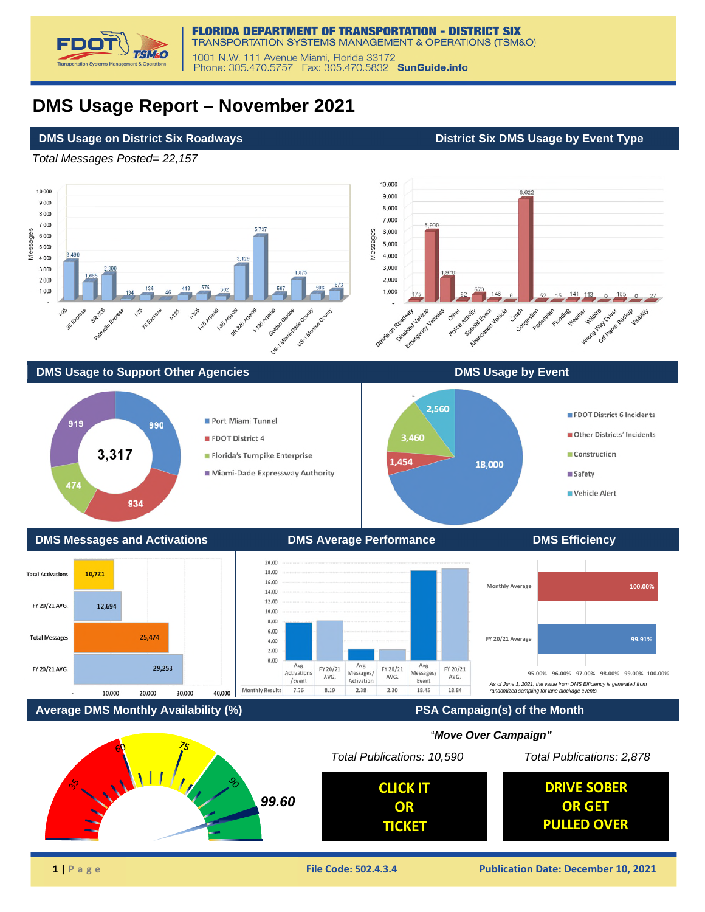**FLORIDA DEPARTMENT OF TRANSPORTATION - DISTRICT SIX**
TRANSPORTATION SYSTEMS MANAGEMENT & OPERATIONS (TSM&O)
1001 N.W. 111 Avenue Miami, Florida 33172
Phone: 305.470.5757 Fax: 305.470.5832 **SunGuide.info**

# DMS Usage Report – November 2021

## DMS Usage on District Six Roadways

*Total Messages Posted= 22,157*

| Roadway | Messages |
|---|---|
| I-95 | 3,490 |
| 95 Express | 1,665 |
| SR 826 | 2,300 |
| Palmetto Express | 134 |
| I-75 | 435 |
| 75 Express | 46 |
| I-195 | 443 |
| I-395 | 575 |
| I-75 Arterial | 362 |
| I-95 Arterial | 3,129 |
| SR 826 Arterial | 5,737 |
| I-195 Arterial | 507 |
| Golden Glades | 1,875 |
| US-1 Miami-Dade County | 596 |
| US-1 Monroe County | 873 |

## District Six DMS Usage by Event Type

| Event Type | Messages |
|---|---|
| Debris on Roadway | 175 |
| Disabled Vehicle | 5,900 |
| Emergency Vehicles | 1,976 |
| Other | 92 |
| Police Activity | 570 |
| Special Event | 146 |
| Abandoned Vehicle | 6 |
| Crash | 8,622 |
| Congestion | 52 |
| Pedestrian | 15 |
| Flooding | 141 |
| Weather | 113 |
| Wildfire | 0 |
| Wrong Way Driver | 165 |
| Off Ramp Backup | 0 |
| Visibility | 27 |

## DMS Usage to Support Other Agencies

Total: 3,317

| Agency | Messages |
|---|---|
| Port Miami Tunnel | 990 |
| FDOT District 4 | 934 |
| Florida's Turnpike Enterprise | 474 |
| Miami-Dade Expressway Authority | 919 |

## DMS Usage by Event

| Event | Messages |
|---|---|
| FDOT District 6 Incidents | 18,000 |
| Other Districts' Incidents | 1,454 |
| Construction | 3,460 |
| Safety | - |
| Vehicle Alert | 2,560 |

## DMS Messages and Activations

| | Value |
|---|---|
| Total Activations | 10,721 |
| FY 20/21 AVG. | 12,694 |
| Total Messages | 25,474 |
| FY 20/21 AVG. | 29,253 |

## DMS Average Performance

| | Avg Activations /Event | FY 20/21 AVG. | Avg Messages/ Activation | FY 20/21 AVG. | Avg Messages/ Event | FY 20/21 AVG. |
|---|---|---|---|---|---|---|
| Monthly Results | 7.76 | 8.19 | 2.38 | 2.30 | 18.45 | 18.84 |

## DMS Efficiency

| | Efficiency |
|---|---|
| Monthly Average | 100.00% |
| FY 20/21 Average | 99.91% |

*As of June 1, 2021, the value from DMS Efficiency is generated from randomized sampling for lane blockage events.*

## Average DMS Monthly Availability (%)

99.60

## PSA Campaign(s) of the Month

"*Move Over Campaign*"

| *Total Publications: 10,590* | *Total Publications: 2,878* |
|---|---|
| CLICK IT OR TICKET | DRIVE SOBER OR GET PULLED OVER |

**File Code: 502.4.3.4** | **Publication Date: December 10, 2021**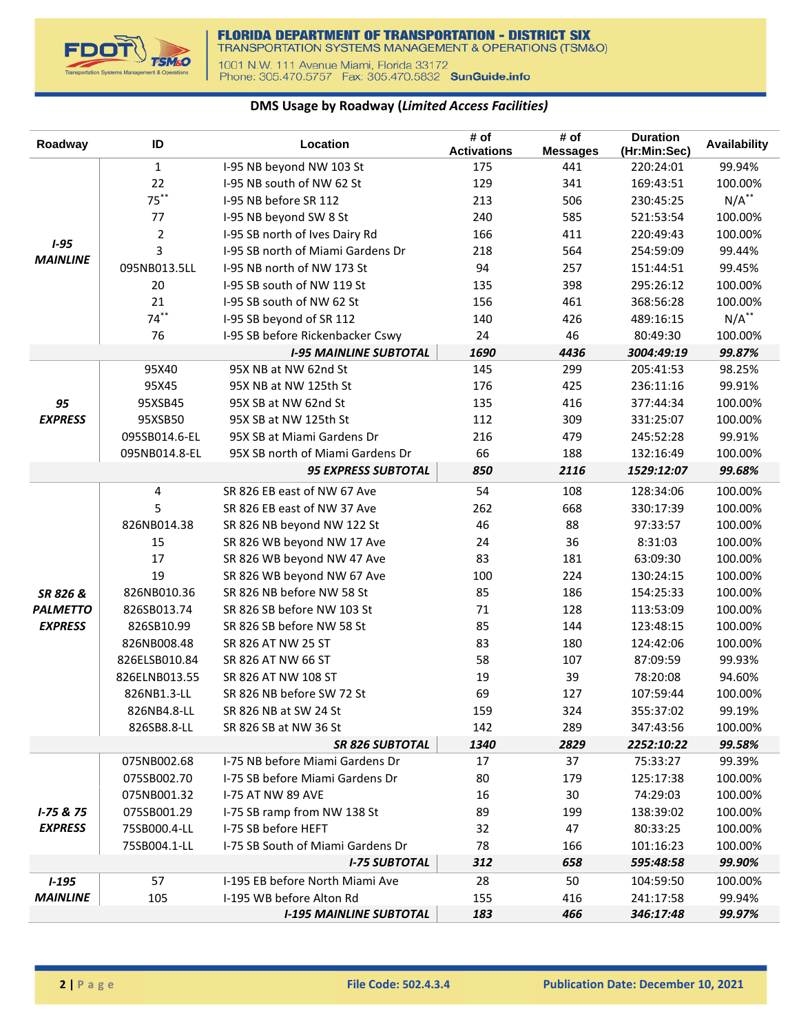## DMS Usage by Roadway (*Limited Access Facilities*)

| Roadway | ID | Location | # of Activations | # of Messages | Duration (Hr:Min:Sec) | Availability |
|---|---|---|---|---|---|---|
| ***I-95 MAINLINE*** | 1 | I-95 NB beyond NW 103 St | 175 | 441 | 220:24:01 | 99.94% |
| | 22 | I-95 NB south of NW 62 St | 129 | 341 | 169:43:51 | 100.00% |
| | 75** | I-95 NB before SR 112 | 213 | 506 | 230:45:25 | N/A** |
| | 77 | I-95 NB beyond SW 8 St | 240 | 585 | 521:53:54 | 100.00% |
| | 2 | I-95 SB north of Ives Dairy Rd | 166 | 411 | 220:49:43 | 100.00% |
| | 3 | I-95 SB north of Miami Gardens Dr | 218 | 564 | 254:59:09 | 99.44% |
| | 095NB013.5LL | I-95 NB north of NW 173 St | 94 | 257 | 151:44:51 | 99.45% |
| | 20 | I-95 SB south of NW 119 St | 135 | 398 | 295:26:12 | 100.00% |
| | 21 | I-95 SB south of NW 62 St | 156 | 461 | 368:56:28 | 100.00% |
| | 74** | I-95 SB beyond of SR 112 | 140 | 426 | 489:16:15 | N/A** |
| | 76 | I-95 SB before Rickenbacker Cswy | 24 | 46 | 80:49:30 | 100.00% |
| | | ***I-95 MAINLINE SUBTOTAL*** | ***1690*** | ***4436*** | ***3004:49:19*** | ***99.87%*** |
| ***95 EXPRESS*** | 95X40 | 95X NB at NW 62nd St | 145 | 299 | 205:41:53 | 98.25% |
| | 95X45 | 95X NB at NW 125th St | 176 | 425 | 236:11:16 | 99.91% |
| | 95XSB45 | 95X SB at NW 62nd St | 135 | 416 | 377:44:34 | 100.00% |
| | 95XSB50 | 95X SB at NW 125th St | 112 | 309 | 331:25:07 | 100.00% |
| | 095SB014.6-EL | 95X SB at Miami Gardens Dr | 216 | 479 | 245:52:28 | 99.91% |
| | 095NB014.8-EL | 95X SB north of Miami Gardens Dr | 66 | 188 | 132:16:49 | 100.00% |
| | | ***95 EXPRESS SUBTOTAL*** | ***850*** | ***2116*** | ***1529:12:07*** | ***99.68%*** |
| ***SR 826 & PALMETTO EXPRESS*** | 4 | SR 826 EB east of NW 67 Ave | 54 | 108 | 128:34:06 | 100.00% |
| | 5 | SR 826 EB east of NW 37 Ave | 262 | 668 | 330:17:39 | 100.00% |
| | 826NB014.38 | SR 826 NB beyond NW 122 St | 46 | 88 | 97:33:57 | 100.00% |
| | 15 | SR 826 WB beyond NW 17 Ave | 24 | 36 | 8:31:03 | 100.00% |
| | 17 | SR 826 WB beyond NW 47 Ave | 83 | 181 | 63:09:30 | 100.00% |
| | 19 | SR 826 WB beyond NW 67 Ave | 100 | 224 | 130:24:15 | 100.00% |
| | 826NB010.36 | SR 826 NB before NW 58 St | 85 | 186 | 154:25:33 | 100.00% |
| | 826SB013.74 | SR 826 SB before NW 103 St | 71 | 128 | 113:53:09 | 100.00% |
| | 826SB10.99 | SR 826 SB before NW 58 St | 85 | 144 | 123:48:15 | 100.00% |
| | 826NB008.48 | SR 826 AT NW 25 ST | 83 | 180 | 124:42:06 | 100.00% |
| | 826ELSB010.84 | SR 826 AT NW 66 ST | 58 | 107 | 87:09:59 | 99.93% |
| | 826ELNB013.55 | SR 826 AT NW 108 ST | 19 | 39 | 78:20:08 | 94.60% |
| | 826NB1.3-LL | SR 826 NB before SW 72 St | 69 | 127 | 107:59:44 | 100.00% |
| | 826NB4.8-LL | SR 826 NB at SW 24 St | 159 | 324 | 355:37:02 | 99.19% |
| | 826SB8.8-LL | SR 826 SB at NW 36 St | 142 | 289 | 347:43:56 | 100.00% |
| | | ***SR 826 SUBTOTAL*** | ***1340*** | ***2829*** | ***2252:10:22*** | ***99.58%*** |
| ***I-75 & 75 EXPRESS*** | 075NB002.68 | I-75 NB before Miami Gardens Dr | 17 | 37 | 75:33:27 | 99.39% |
| | 075SB002.70 | I-75 SB before Miami Gardens Dr | 80 | 179 | 125:17:38 | 100.00% |
| | 075NB001.32 | I-75 AT NW 89 AVE | 16 | 30 | 74:29:03 | 100.00% |
| | 075SB001.29 | I-75 SB ramp from NW 138 St | 89 | 199 | 138:39:02 | 100.00% |
| | 75SB000.4-LL | I-75 SB before HEFT | 32 | 47 | 80:33:25 | 100.00% |
| | 75SB004.1-LL | I-75 SB South of Miami Gardens Dr | 78 | 166 | 101:16:23 | 100.00% |
| | | ***I-75 SUBTOTAL*** | ***312*** | ***658*** | ***595:48:58*** | ***99.90%*** |
| ***I-195 MAINLINE*** | 57 | I-195 EB before North Miami Ave | 28 | 50 | 104:59:50 | 100.00% |
| | 105 | I-195 WB before Alton Rd | 155 | 416 | 241:17:58 | 99.94% |
| | | ***I-195 MAINLINE SUBTOTAL*** | ***183*** | ***466*** | ***346:17:48*** | ***99.97%*** |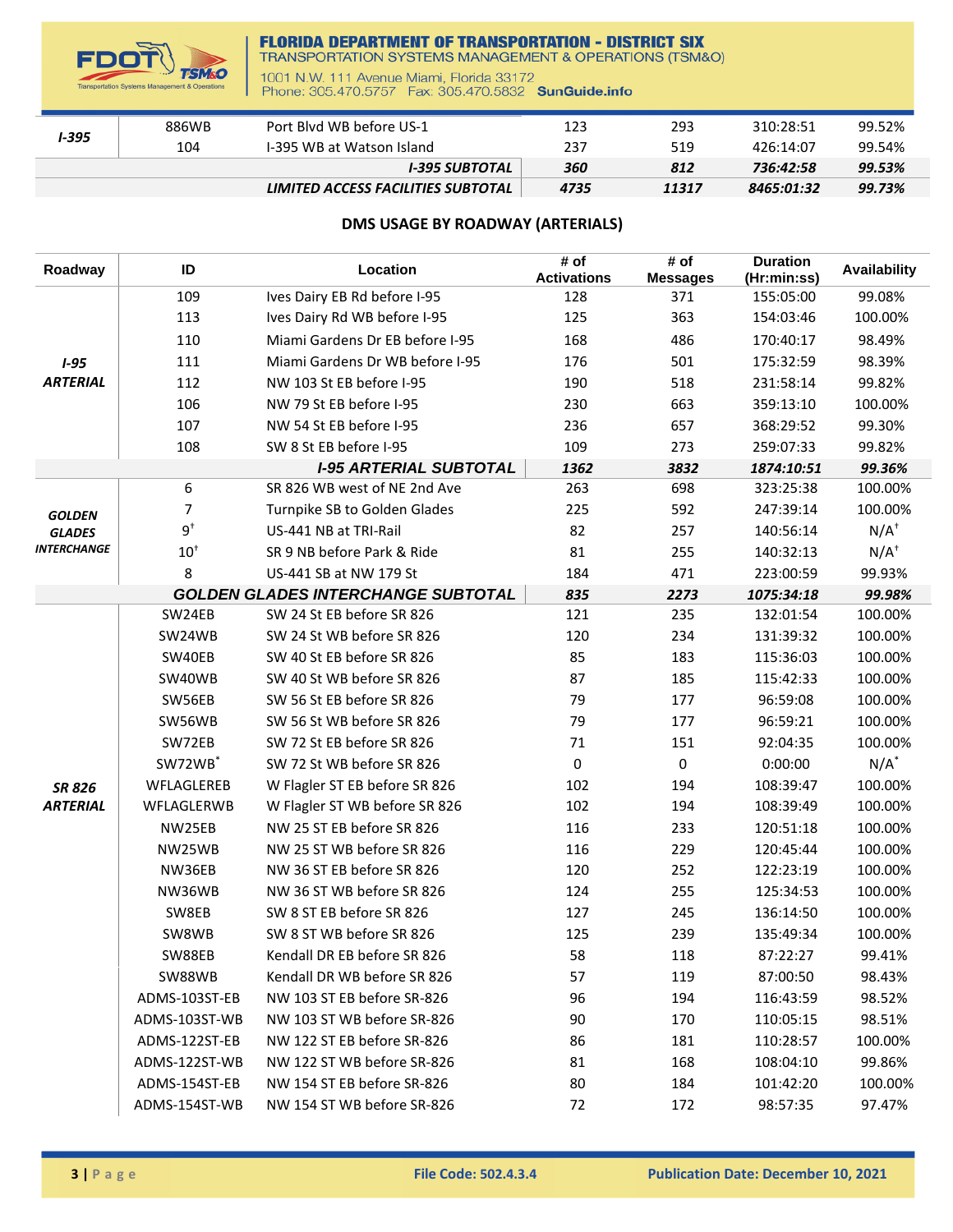| I-395 | 886WB | Port Blvd WB before US-1 | 123 | 293 | 310:28:51 | 99.52% |
|---|---|---|---|---|---|---|
| | 104 | I-395 WB at Watson Island | 237 | 519 | 426:14:07 | 99.54% |
| | | ***I-395 SUBTOTAL*** | ***360*** | ***812*** | ***736:42:58*** | ***99.53%*** |
| | | ***LIMITED ACCESS FACILITIES SUBTOTAL*** | ***4735*** | ***11317*** | ***8465:01:32*** | ***99.73%*** |

**DMS USAGE BY ROADWAY (ARTERIALS)**

| Roadway | ID | Location | # of Activations | # of Messages | Duration (Hr:min:ss) | Availability |
|---|---|---|---|---|---|---|
| ***I-95 ARTERIAL*** | 109 | Ives Dairy EB Rd before I-95 | 128 | 371 | 155:05:00 | 99.08% |
| | 113 | Ives Dairy Rd WB before I-95 | 125 | 363 | 154:03:46 | 100.00% |
| | 110 | Miami Gardens Dr EB before I-95 | 168 | 486 | 170:40:17 | 98.49% |
| | 111 | Miami Gardens Dr WB before I-95 | 176 | 501 | 175:32:59 | 98.39% |
| | 112 | NW 103 St EB before I-95 | 190 | 518 | 231:58:14 | 99.82% |
| | 106 | NW 79 St EB before I-95 | 230 | 663 | 359:13:10 | 100.00% |
| | 107 | NW 54 St EB before I-95 | 236 | 657 | 368:29:52 | 99.30% |
| | 108 | SW 8 St EB before I-95 | 109 | 273 | 259:07:33 | 99.82% |
| | | ***I-95 ARTERIAL SUBTOTAL*** | ***1362*** | ***3832*** | ***1874:10:51*** | ***99.36%*** |
| ***GOLDEN GLADES INTERCHANGE*** | 6 | SR 826 WB west of NE 2nd Ave | 263 | 698 | 323:25:38 | 100.00% |
| | 7 | Turnpike SB to Golden Glades | 225 | 592 | 247:39:14 | 100.00% |
| | 9† | US-441 NB at TRI-Rail | 82 | 257 | 140:56:14 | N/A† |
| | 10† | SR 9 NB before Park & Ride | 81 | 255 | 140:32:13 | N/A† |
| | 8 | US-441 SB at NW 179 St | 184 | 471 | 223:00:59 | 99.93% |
| | | ***GOLDEN GLADES INTERCHANGE SUBTOTAL*** | ***835*** | ***2273*** | ***1075:34:18*** | ***99.98%*** |
| ***SR 826 ARTERIAL*** | SW24EB | SW 24 St EB before SR 826 | 121 | 235 | 132:01:54 | 100.00% |
| | SW24WB | SW 24 St WB before SR 826 | 120 | 234 | 131:39:32 | 100.00% |
| | SW40EB | SW 40 St EB before SR 826 | 85 | 183 | 115:36:03 | 100.00% |
| | SW40WB | SW 40 St WB before SR 826 | 87 | 185 | 115:42:33 | 100.00% |
| | SW56EB | SW 56 St EB before SR 826 | 79 | 177 | 96:59:08 | 100.00% |
| | SW56WB | SW 56 St WB before SR 826 | 79 | 177 | 96:59:21 | 100.00% |
| | SW72EB | SW 72 St EB before SR 826 | 71 | 151 | 92:04:35 | 100.00% |
| | SW72WB* | SW 72 St WB before SR 826 | 0 | 0 | 0:00:00 | N/A* |
| | WFLAGLEREB | W Flagler ST EB before SR 826 | 102 | 194 | 108:39:47 | 100.00% |
| | WFLAGLERWB | W Flagler ST WB before SR 826 | 102 | 194 | 108:39:49 | 100.00% |
| | NW25EB | NW 25 ST EB before SR 826 | 116 | 233 | 120:51:18 | 100.00% |
| | NW25WB | NW 25 ST WB before SR 826 | 116 | 229 | 120:45:44 | 100.00% |
| | NW36EB | NW 36 ST EB before SR 826 | 120 | 252 | 122:23:19 | 100.00% |
| | NW36WB | NW 36 ST WB before SR 826 | 124 | 255 | 125:34:53 | 100.00% |
| | SW8EB | SW 8 ST EB before SR 826 | 127 | 245 | 136:14:50 | 100.00% |
| | SW8WB | SW 8 ST WB before SR 826 | 125 | 239 | 135:49:34 | 100.00% |
| | SW88EB | Kendall DR EB before SR 826 | 58 | 118 | 87:22:27 | 99.41% |
| | SW88WB | Kendall DR WB before SR 826 | 57 | 119 | 87:00:50 | 98.43% |
| | ADMS-103ST-EB | NW 103 ST EB before SR-826 | 96 | 194 | 116:43:59 | 98.52% |
| | ADMS-103ST-WB | NW 103 ST WB before SR-826 | 90 | 170 | 110:05:15 | 98.51% |
| | ADMS-122ST-EB | NW 122 ST EB before SR-826 | 86 | 181 | 110:28:57 | 100.00% |
| | ADMS-122ST-WB | NW 122 ST WB before SR-826 | 81 | 168 | 108:04:10 | 99.86% |
| | ADMS-154ST-EB | NW 154 ST EB before SR-826 | 80 | 184 | 101:42:20 | 100.00% |
| | ADMS-154ST-WB | NW 154 ST WB before SR-826 | 72 | 172 | 98:57:35 | 97.47% |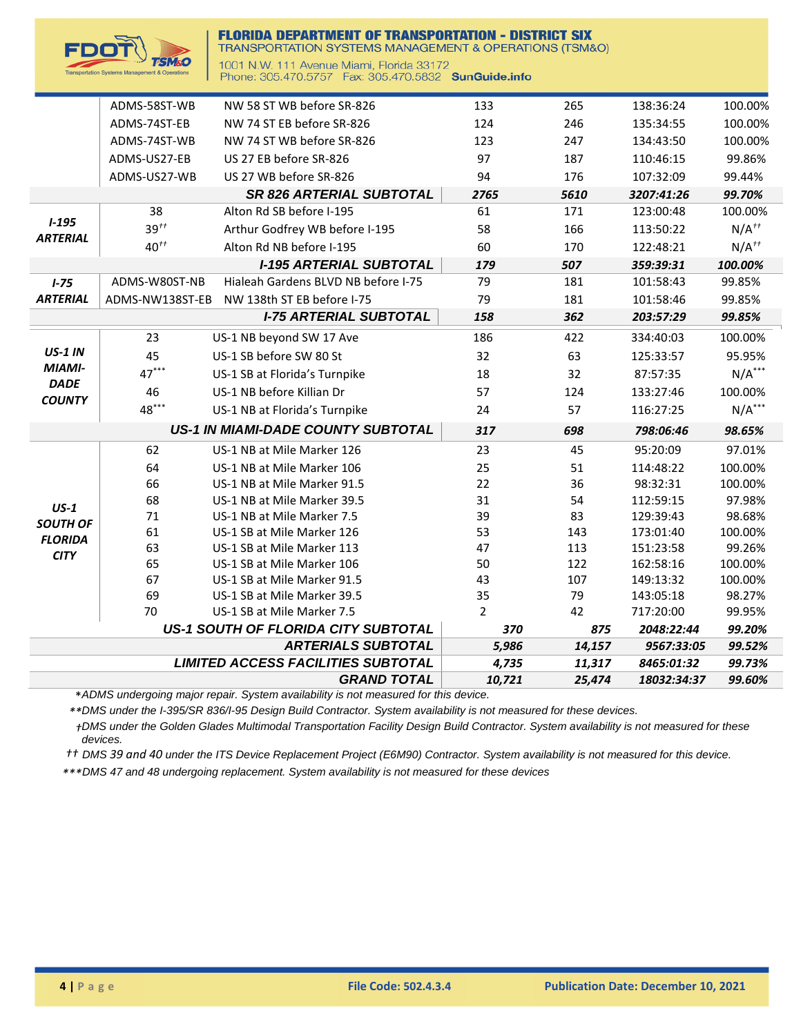| | | | | | | |
|---|---|---|---|---|---|---|
| | ADMS-58ST-WB | NW 58 ST WB before SR-826 | 133 | 265 | 138:36:24 | 100.00% |
| | ADMS-74ST-EB | NW 74 ST EB before SR-826 | 124 | 246 | 135:34:55 | 100.00% |
| | ADMS-74ST-WB | NW 74 ST WB before SR-826 | 123 | 247 | 134:43:50 | 100.00% |
| | ADMS-US27-EB | US 27 EB before SR-826 | 97 | 187 | 110:46:15 | 99.86% |
| | ADMS-US27-WB | US 27 WB before SR-826 | 94 | 176 | 107:32:09 | 99.44% |
| | | ***SR 826 ARTERIAL SUBTOTAL*** | ***2765*** | ***5610*** | ***3207:41:26*** | ***99.70%*** |
| ***I-195 ARTERIAL*** | 38 | Alton Rd SB before I-195 | 61 | 171 | 123:00:48 | 100.00% |
| | 39†† | Arthur Godfrey WB before I-195 | 58 | 166 | 113:50:22 | N/A†† |
| | 40†† | Alton Rd NB before I-195 | 60 | 170 | 122:48:21 | N/A†† |
| | | ***I-195 ARTERIAL SUBTOTAL*** | ***179*** | ***507*** | ***359:39:31*** | ***100.00%*** |
| ***I-75 ARTERIAL*** | ADMS-W80ST-NB | Hialeah Gardens BLVD NB before I-75 | 79 | 181 | 101:58:43 | 99.85% |
| | ADMS-NW138ST-EB | NW 138th ST EB before I-75 | 79 | 181 | 101:58:46 | 99.85% |
| | | ***I-75 ARTERIAL SUBTOTAL*** | ***158*** | ***362*** | ***203:57:29*** | ***99.85%*** |
| ***US-1 IN MIAMI-DADE COUNTY*** | 23 | US-1 NB beyond SW 17 Ave | 186 | 422 | 334:40:03 | 100.00% |
| | 45 | US-1 SB before SW 80 St | 32 | 63 | 125:33:57 | 95.95% |
| | 47*** | US-1 SB at Florida's Turnpike | 18 | 32 | 87:57:35 | N/A*** |
| | 46 | US-1 NB before Killian Dr | 57 | 124 | 133:27:46 | 100.00% |
| | 48*** | US-1 NB at Florida's Turnpike | 24 | 57 | 116:27:25 | N/A*** |
| | | ***US-1 IN MIAMI-DADE COUNTY SUBTOTAL*** | ***317*** | ***698*** | ***798:06:46*** | ***98.65%*** |
| ***US-1 SOUTH OF FLORIDA CITY*** | 62 | US-1 NB at Mile Marker 126 | 23 | 45 | 95:20:09 | 97.01% |
| | 64 | US-1 NB at Mile Marker 106 | 25 | 51 | 114:48:22 | 100.00% |
| | 66 | US-1 NB at Mile Marker 91.5 | 22 | 36 | 98:32:31 | 100.00% |
| | 68 | US-1 NB at Mile Marker 39.5 | 31 | 54 | 112:59:15 | 97.98% |
| | 71 | US-1 NB at Mile Marker 7.5 | 39 | 83 | 129:39:43 | 98.68% |
| | 61 | US-1 SB at Mile Marker 126 | 53 | 143 | 173:01:40 | 100.00% |
| | 63 | US-1 SB at Mile Marker 113 | 47 | 113 | 151:23:58 | 99.26% |
| | 65 | US-1 SB at Mile Marker 106 | 50 | 122 | 162:58:16 | 100.00% |
| | 67 | US-1 SB at Mile Marker 91.5 | 43 | 107 | 149:13:32 | 100.00% |
| | 69 | US-1 SB at Mile Marker 39.5 | 35 | 79 | 143:05:18 | 98.27% |
| | 70 | US-1 SB at Mile Marker 7.5 | 2 | 42 | 717:20:00 | 99.95% |
| | | ***US-1 SOUTH OF FLORIDA CITY SUBTOTAL*** | ***370*** | ***875*** | ***2048:22:44*** | ***99.20%*** |
| | | ***ARTERIALS SUBTOTAL*** | ***5,986*** | ***14,157*** | ***9567:33:05*** | ***99.52%*** |
| | | ***LIMITED ACCESS FACILITIES SUBTOTAL*** | ***4,735*** | ***11,317*** | ***8465:01:32*** | ***99.73%*** |
| | | ***GRAND TOTAL*** | ***10,721*** | ***25,474*** | ***18032:34:37*** | ***99.60%*** |

*\*ADMS undergoing major repair. System availability is not measured for this device.*

*\*\*DMS under the I-395/SR 836/I-95 Design Build Contractor. System availability is not measured for these devices.*

*†DMS under the Golden Glades Multimodal Transportation Facility Design Build Contractor. System availability is not measured for these devices.*

*†† DMS 39 and 40 under the ITS Device Replacement Project (E6M90) Contractor. System availability is not measured for this device.*

*\*\*\*DMS 47 and 48 undergoing replacement. System availability is not measured for these devices*